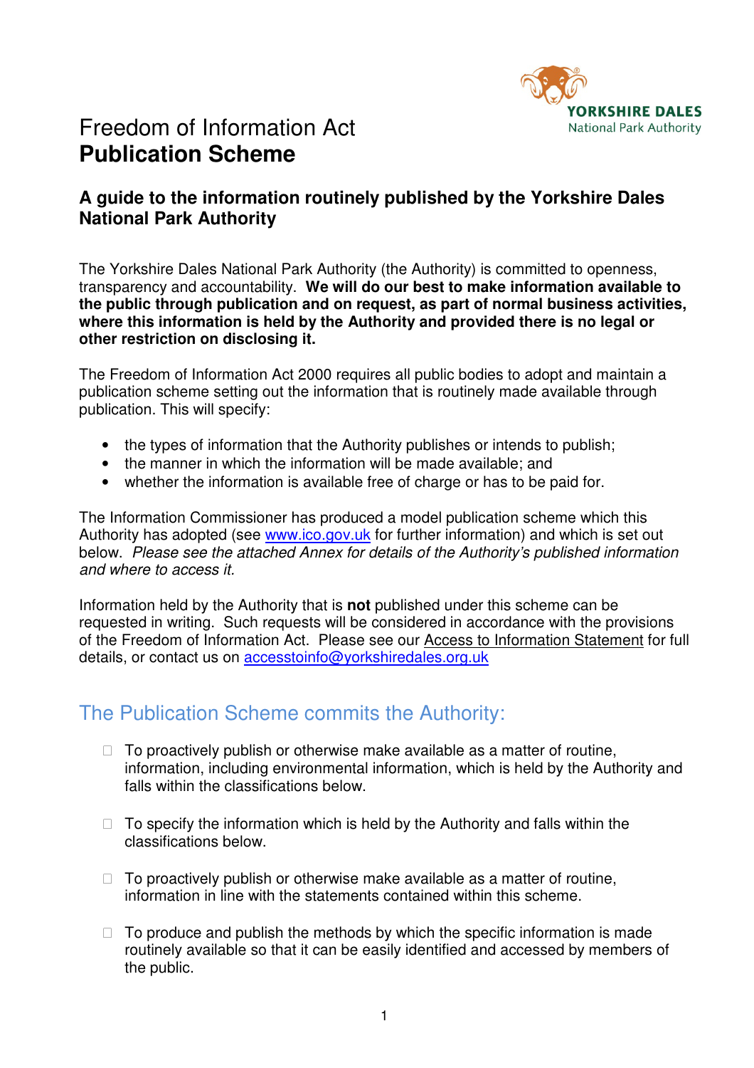# Freedom of Information Act
# **Publication Scheme**

YORKSHIRE DALES
National Park Authority

## A guide to the information routinely published by the Yorkshire Dales National Park Authority

The Yorkshire Dales National Park Authority (the Authority) is committed to openness, transparency and accountability. **We will do our best to make information available to the public through publication and on request, as part of normal business activities, where this information is held by the Authority and provided there is no legal or other restriction on disclosing it.**

The Freedom of Information Act 2000 requires all public bodies to adopt and maintain a publication scheme setting out the information that is routinely made available through publication. This will specify:

- the types of information that the Authority publishes or intends to publish;
- the manner in which the information will be made available; and
- whether the information is available free of charge or has to be paid for.

The Information Commissioner has produced a model publication scheme which this Authority has adopted (see www.ico.gov.uk for further information) and which is set out below. *Please see the attached Annex for details of the Authority's published information and where to access it.*

Information held by the Authority that is **not** published under this scheme can be requested in writing. Such requests will be considered in accordance with the provisions of the Freedom of Information Act. Please see our Access to Information Statement for full details, or contact us on accesstoinfo@yorkshiredales.org.uk

## The Publication Scheme commits the Authority:

- To proactively publish or otherwise make available as a matter of routine, information, including environmental information, which is held by the Authority and falls within the classifications below.
- To specify the information which is held by the Authority and falls within the classifications below.
- To proactively publish or otherwise make available as a matter of routine, information in line with the statements contained within this scheme.
- To produce and publish the methods by which the specific information is made routinely available so that it can be easily identified and accessed by members of the public.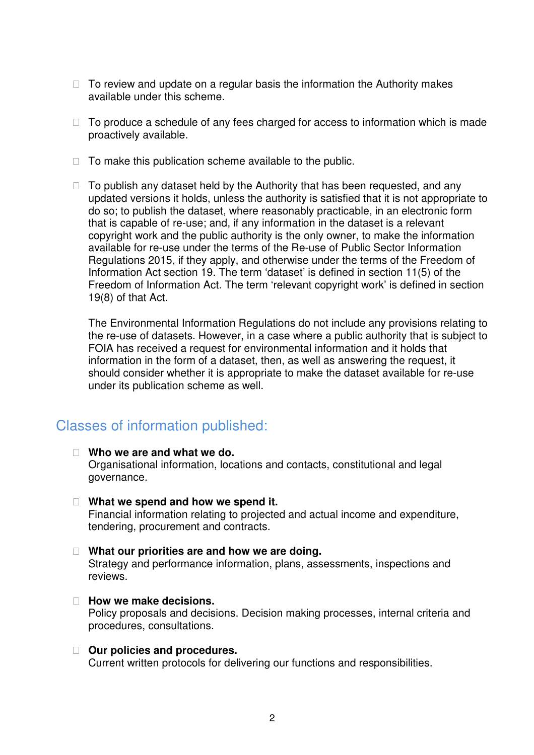- To review and update on a regular basis the information the Authority makes available under this scheme.

- To produce a schedule of any fees charged for access to information which is made proactively available.

- To make this publication scheme available to the public.

- To publish any dataset held by the Authority that has been requested, and any updated versions it holds, unless the authority is satisfied that it is not appropriate to do so; to publish the dataset, where reasonably practicable, in an electronic form that is capable of re-use; and, if any information in the dataset is a relevant copyright work and the public authority is the only owner, to make the information available for re-use under the terms of the Re-use of Public Sector Information Regulations 2015, if they apply, and otherwise under the terms of the Freedom of Information Act section 19. The term 'dataset' is defined in section 11(5) of the Freedom of Information Act. The term 'relevant copyright work' is defined in section 19(8) of that Act.

  The Environmental Information Regulations do not include any provisions relating to the re-use of datasets. However, in a case where a public authority that is subject to FOIA has received a request for environmental information and it holds that information in the form of a dataset, then, as well as answering the request, it should consider whether it is appropriate to make the dataset available for re-use under its publication scheme as well.

## Classes of information published:

- **Who we are and what we do.**
  Organisational information, locations and contacts, constitutional and legal governance.

- **What we spend and how we spend it.**
  Financial information relating to projected and actual income and expenditure, tendering, procurement and contracts.

- **What our priorities are and how we are doing.**
  Strategy and performance information, plans, assessments, inspections and reviews.

- **How we make decisions.**
  Policy proposals and decisions. Decision making processes, internal criteria and procedures, consultations.

- **Our policies and procedures.**
  Current written protocols for delivering our functions and responsibilities.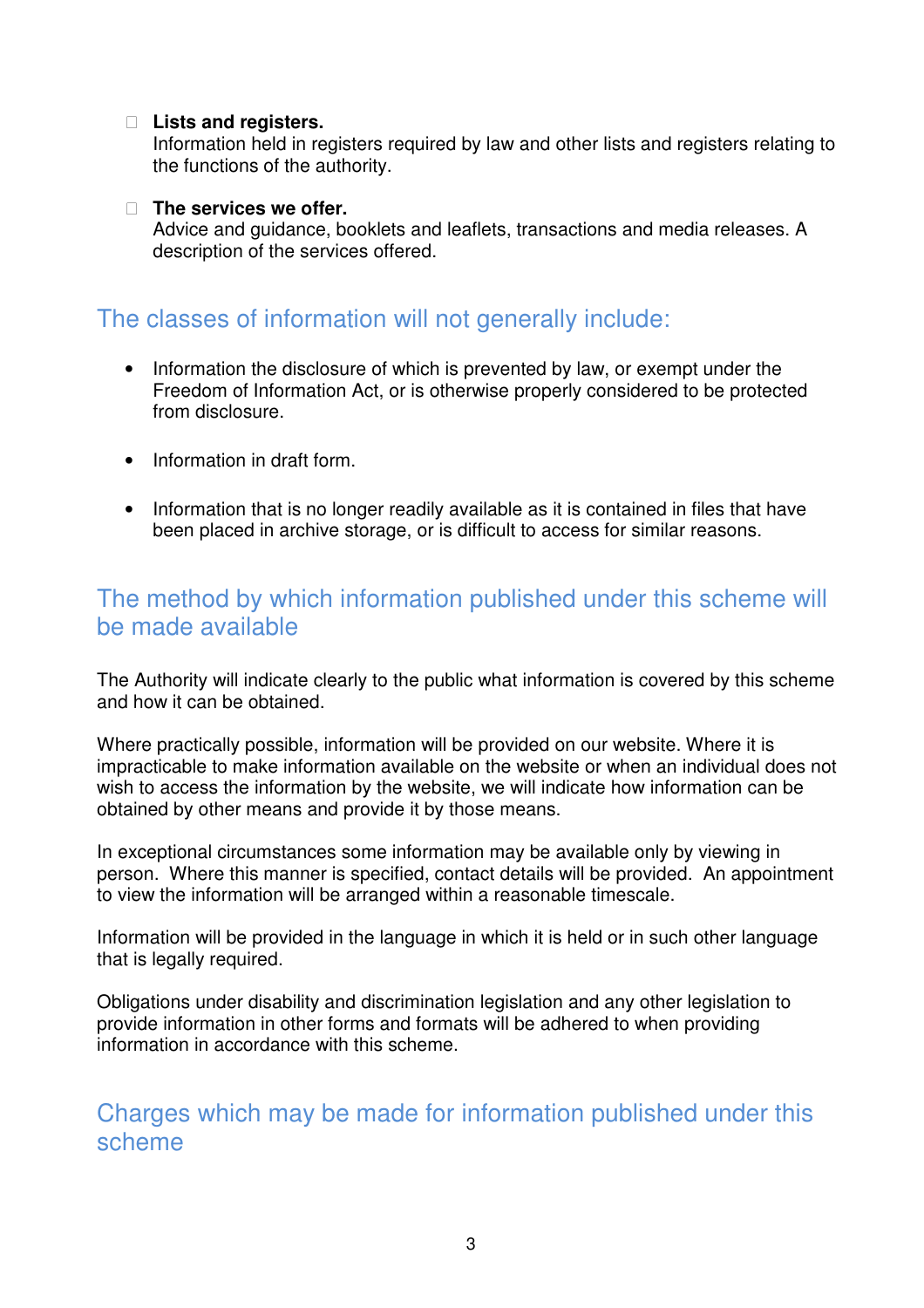- **Lists and registers.**
  Information held in registers required by law and other lists and registers relating to the functions of the authority.

- **The services we offer.**
  Advice and guidance, booklets and leaflets, transactions and media releases. A description of the services offered.

## The classes of information will not generally include:

- Information the disclosure of which is prevented by law, or exempt under the Freedom of Information Act, or is otherwise properly considered to be protected from disclosure.

- Information in draft form.

- Information that is no longer readily available as it is contained in files that have been placed in archive storage, or is difficult to access for similar reasons.

## The method by which information published under this scheme will be made available

The Authority will indicate clearly to the public what information is covered by this scheme and how it can be obtained.

Where practically possible, information will be provided on our website. Where it is impracticable to make information available on the website or when an individual does not wish to access the information by the website, we will indicate how information can be obtained by other means and provide it by those means.

In exceptional circumstances some information may be available only by viewing in person. Where this manner is specified, contact details will be provided. An appointment to view the information will be arranged within a reasonable timescale.

Information will be provided in the language in which it is held or in such other language that is legally required.

Obligations under disability and discrimination legislation and any other legislation to provide information in other forms and formats will be adhered to when providing information in accordance with this scheme.

## Charges which may be made for information published under this scheme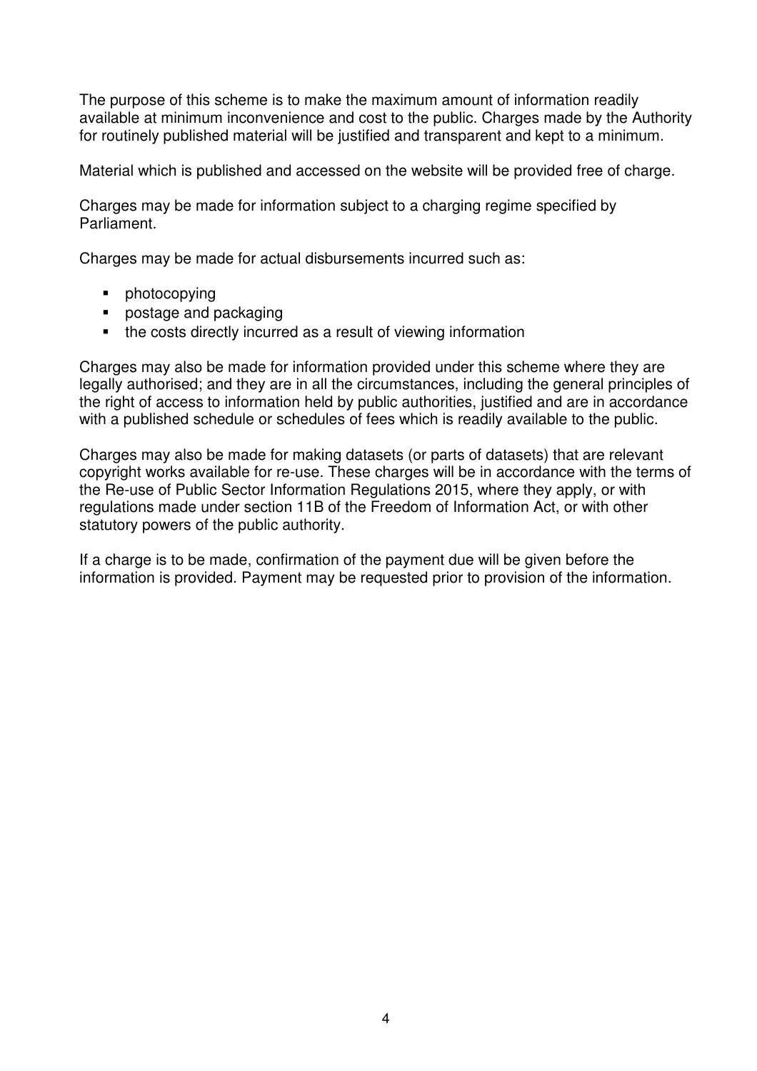The purpose of this scheme is to make the maximum amount of information readily available at minimum inconvenience and cost to the public. Charges made by the Authority for routinely published material will be justified and transparent and kept to a minimum.

Material which is published and accessed on the website will be provided free of charge.

Charges may be made for information subject to a charging regime specified by Parliament.

Charges may be made for actual disbursements incurred such as:

- photocopying
- postage and packaging
- the costs directly incurred as a result of viewing information

Charges may also be made for information provided under this scheme where they are legally authorised; and they are in all the circumstances, including the general principles of the right of access to information held by public authorities, justified and are in accordance with a published schedule or schedules of fees which is readily available to the public.

Charges may also be made for making datasets (or parts of datasets) that are relevant copyright works available for re-use. These charges will be in accordance with the terms of the Re-use of Public Sector Information Regulations 2015, where they apply, or with regulations made under section 11B of the Freedom of Information Act, or with other statutory powers of the public authority.

If a charge is to be made, confirmation of the payment due will be given before the information is provided. Payment may be requested prior to provision of the information.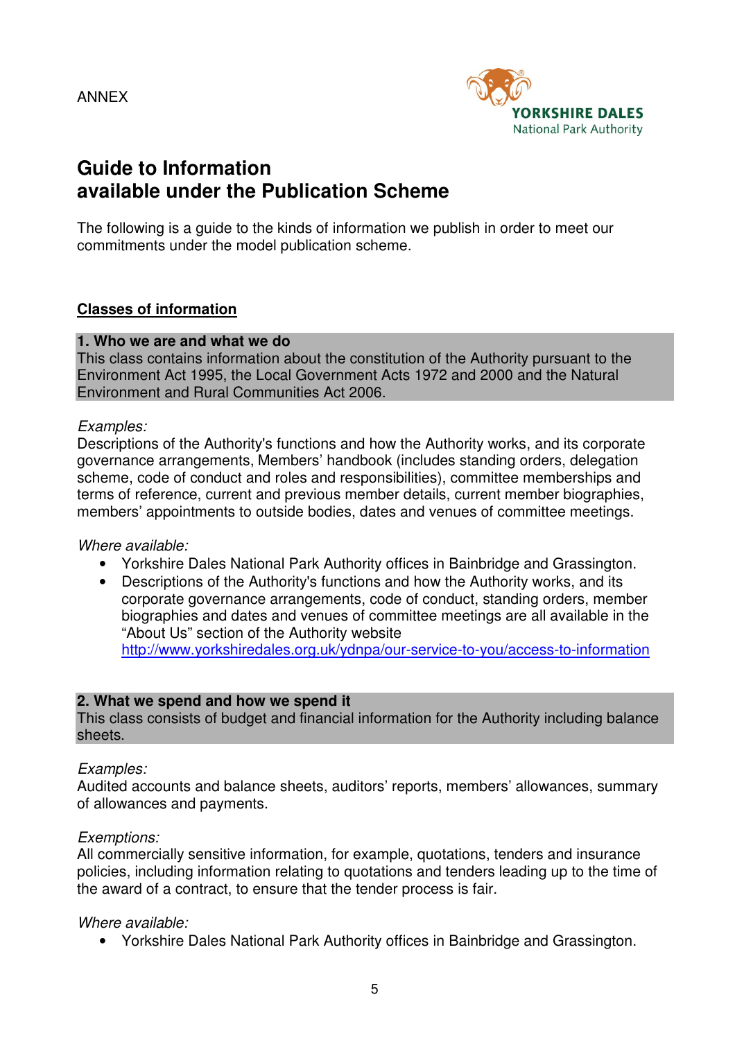ANNEX

YORKSHIRE DALES
National Park Authority

# Guide to Information available under the Publication Scheme

The following is a guide to the kinds of information we publish in order to meet our commitments under the model publication scheme.

## <u>Classes of information</u>

### 1. Who we are and what we do

This class contains information about the constitution of the Authority pursuant to the Environment Act 1995, the Local Government Acts 1972 and 2000 and the Natural Environment and Rural Communities Act 2006.

*Examples:*
Descriptions of the Authority's functions and how the Authority works, and its corporate governance arrangements, Members' handbook (includes standing orders, delegation scheme, code of conduct and roles and responsibilities), committee memberships and terms of reference, current and previous member details, current member biographies, members' appointments to outside bodies, dates and venues of committee meetings.

*Where available:*

- Yorkshire Dales National Park Authority offices in Bainbridge and Grassington.
- Descriptions of the Authority's functions and how the Authority works, and its corporate governance arrangements, code of conduct, standing orders, member biographies and dates and venues of committee meetings are all available in the "About Us" section of the Authority website http://www.yorkshiredales.org.uk/ydnpa/our-service-to-you/access-to-information

### 2. What we spend and how we spend it

This class consists of budget and financial information for the Authority including balance sheets.

*Examples:*
Audited accounts and balance sheets, auditors' reports, members' allowances, summary of allowances and payments.

*Exemptions:*
All commercially sensitive information, for example, quotations, tenders and insurance policies, including information relating to quotations and tenders leading up to the time of the award of a contract, to ensure that the tender process is fair.

*Where available:*

- Yorkshire Dales National Park Authority offices in Bainbridge and Grassington.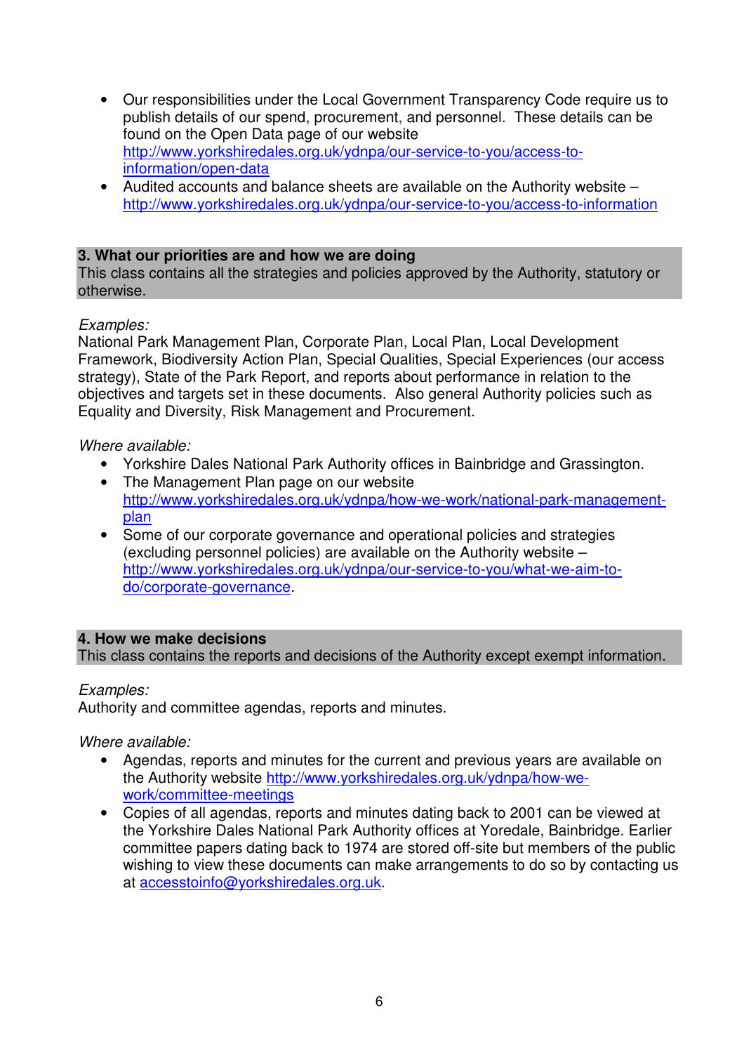- Our responsibilities under the Local Government Transparency Code require us to publish details of our spend, procurement, and personnel. These details can be found on the Open Data page of our website http://www.yorkshiredales.org.uk/ydnpa/our-service-to-you/access-to-information/open-data
- Audited accounts and balance sheets are available on the Authority website – http://www.yorkshiredales.org.uk/ydnpa/our-service-to-you/access-to-information

## 3. What our priorities are and how we are doing

This class contains all the strategies and policies approved by the Authority, statutory or otherwise.

*Examples:*

National Park Management Plan, Corporate Plan, Local Plan, Local Development Framework, Biodiversity Action Plan, Special Qualities, Special Experiences (our access strategy), State of the Park Report, and reports about performance in relation to the objectives and targets set in these documents. Also general Authority policies such as Equality and Diversity, Risk Management and Procurement.

*Where available:*

- Yorkshire Dales National Park Authority offices in Bainbridge and Grassington.
- The Management Plan page on our website http://www.yorkshiredales.org.uk/ydnpa/how-we-work/national-park-management-plan
- Some of our corporate governance and operational policies and strategies (excluding personnel policies) are available on the Authority website – http://www.yorkshiredales.org.uk/ydnpa/our-service-to-you/what-we-aim-to-do/corporate-governance.

## 4. How we make decisions

This class contains the reports and decisions of the Authority except exempt information.

*Examples:*

Authority and committee agendas, reports and minutes.

*Where available:*

- Agendas, reports and minutes for the current and previous years are available on the Authority website http://www.yorkshiredales.org.uk/ydnpa/how-we-work/committee-meetings
- Copies of all agendas, reports and minutes dating back to 2001 can be viewed at the Yorkshire Dales National Park Authority offices at Yoredale, Bainbridge. Earlier committee papers dating back to 1974 are stored off-site but members of the public wishing to view these documents can make arrangements to do so by contacting us at accesstoinfo@yorkshiredales.org.uk.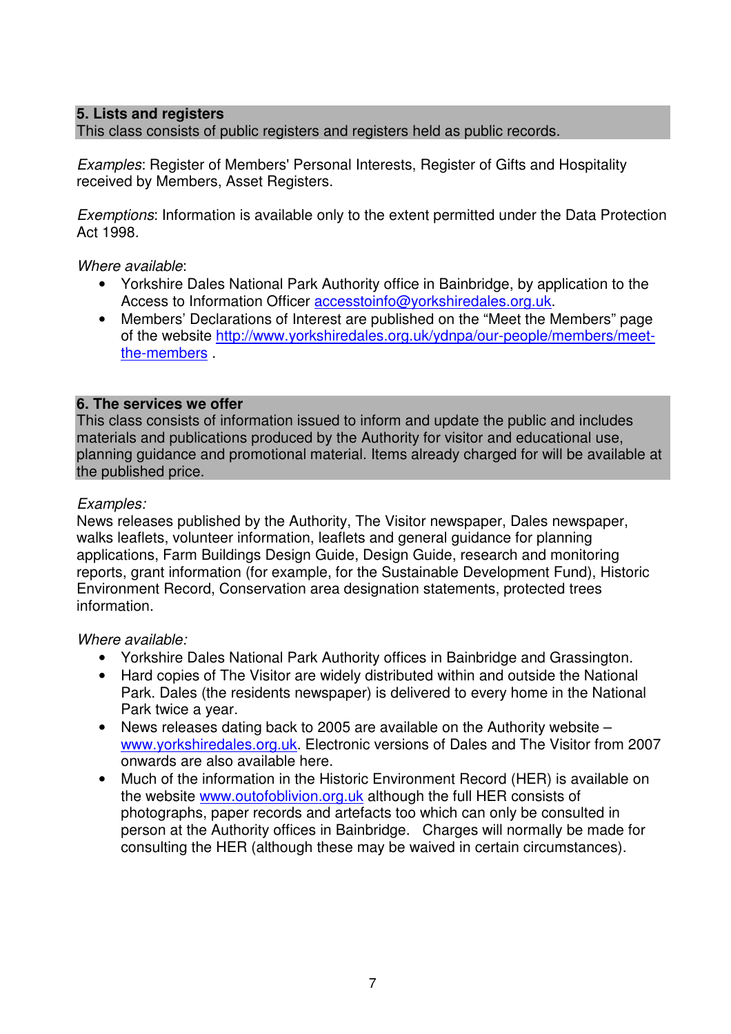## 5. Lists and registers

This class consists of public registers and registers held as public records.

*Examples*: Register of Members' Personal Interests, Register of Gifts and Hospitality received by Members, Asset Registers.

*Exemptions*: Information is available only to the extent permitted under the Data Protection Act 1998.

*Where available*:

- Yorkshire Dales National Park Authority office in Bainbridge, by application to the Access to Information Officer accesstoinfo@yorkshiredales.org.uk.
- Members' Declarations of Interest are published on the "Meet the Members" page of the website http://www.yorkshiredales.org.uk/ydnpa/our-people/members/meet-the-members .

## 6. The services we offer

This class consists of information issued to inform and update the public and includes materials and publications produced by the Authority for visitor and educational use, planning guidance and promotional material. Items already charged for will be available at the published price.

*Examples:*
News releases published by the Authority, The Visitor newspaper, Dales newspaper, walks leaflets, volunteer information, leaflets and general guidance for planning applications, Farm Buildings Design Guide, Design Guide, research and monitoring reports, grant information (for example, for the Sustainable Development Fund), Historic Environment Record, Conservation area designation statements, protected trees information.

*Where available:*

- Yorkshire Dales National Park Authority offices in Bainbridge and Grassington.
- Hard copies of The Visitor are widely distributed within and outside the National Park. Dales (the residents newspaper) is delivered to every home in the National Park twice a year.
- News releases dating back to 2005 are available on the Authority website – www.yorkshiredales.org.uk. Electronic versions of Dales and The Visitor from 2007 onwards are also available here.
- Much of the information in the Historic Environment Record (HER) is available on the website www.outofoblivion.org.uk although the full HER consists of photographs, paper records and artefacts too which can only be consulted in person at the Authority offices in Bainbridge. Charges will normally be made for consulting the HER (although these may be waived in certain circumstances).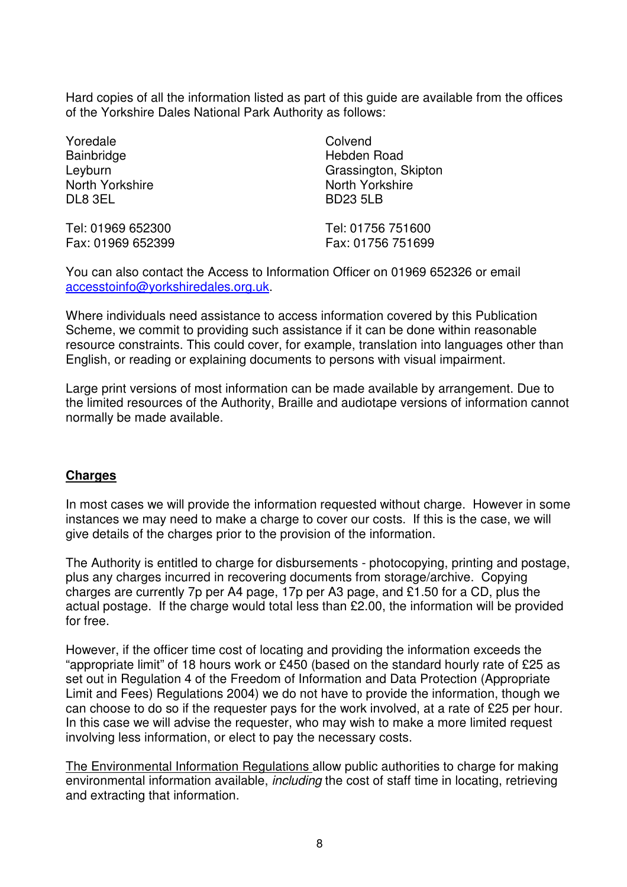Hard copies of all the information listed as part of this guide are available from the offices of the Yorkshire Dales National Park Authority as follows:

Yoredale
Bainbridge
Leyburn
North Yorkshire
DL8 3EL

Tel: 01969 652300
Fax: 01969 652399

Colvend
Hebden Road
Grassington, Skipton
North Yorkshire
BD23 5LB

Tel: 01756 751600
Fax: 01756 751699

You can also contact the Access to Information Officer on 01969 652326 or email accesstoinfo@yorkshiredales.org.uk.

Where individuals need assistance to access information covered by this Publication Scheme, we commit to providing such assistance if it can be done within reasonable resource constraints. This could cover, for example, translation into languages other than English, or reading or explaining documents to persons with visual impairment.

Large print versions of most information can be made available by arrangement. Due to the limited resources of the Authority, Braille and audiotape versions of information cannot normally be made available.

## Charges

In most cases we will provide the information requested without charge. However in some instances we may need to make a charge to cover our costs. If this is the case, we will give details of the charges prior to the provision of the information.

The Authority is entitled to charge for disbursements - photocopying, printing and postage, plus any charges incurred in recovering documents from storage/archive. Copying charges are currently 7p per A4 page, 17p per A3 page, and £1.50 for a CD, plus the actual postage. If the charge would total less than £2.00, the information will be provided for free.

However, if the officer time cost of locating and providing the information exceeds the "appropriate limit" of 18 hours work or £450 (based on the standard hourly rate of £25 as set out in Regulation 4 of the Freedom of Information and Data Protection (Appropriate Limit and Fees) Regulations 2004) we do not have to provide the information, though we can choose to do so if the requester pays for the work involved, at a rate of £25 per hour. In this case we will advise the requester, who may wish to make a more limited request involving less information, or elect to pay the necessary costs.

The Environmental Information Regulations allow public authorities to charge for making environmental information available, *including* the cost of staff time in locating, retrieving and extracting that information.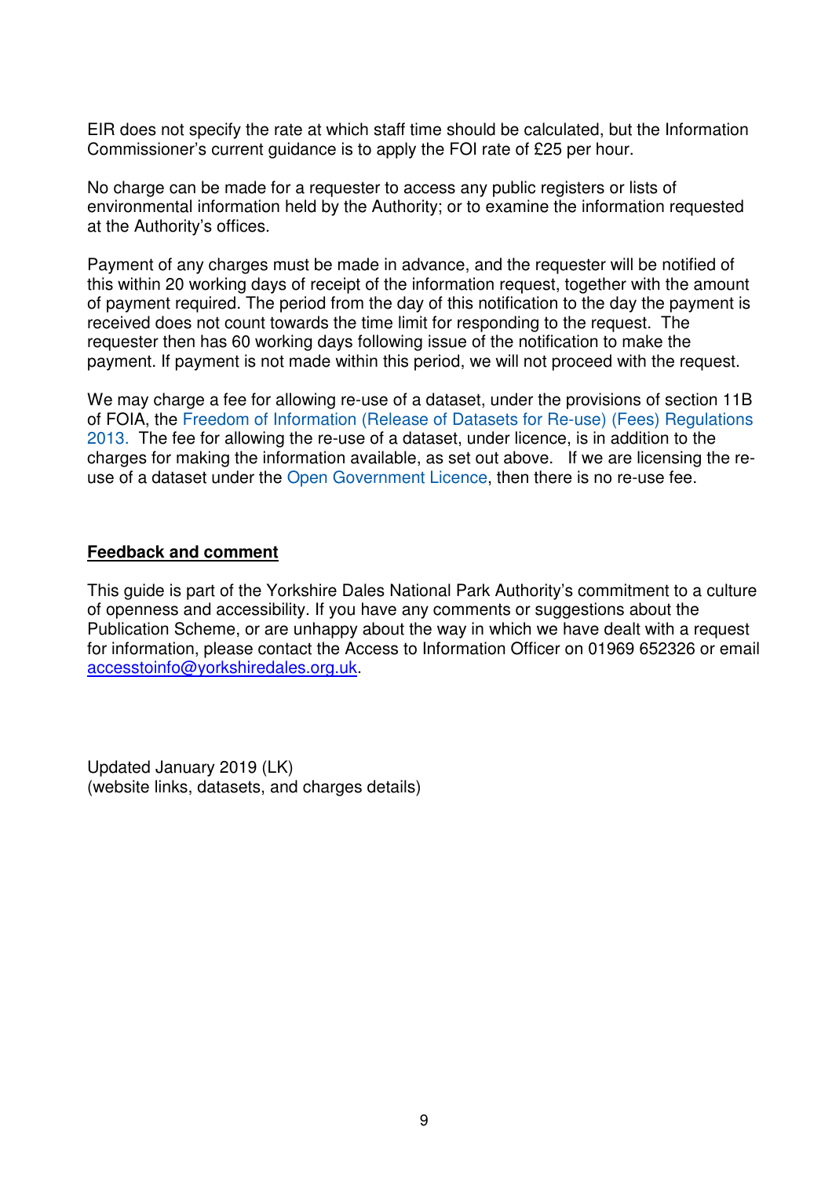EIR does not specify the rate at which staff time should be calculated, but the Information Commissioner's current guidance is to apply the FOI rate of £25 per hour.

No charge can be made for a requester to access any public registers or lists of environmental information held by the Authority; or to examine the information requested at the Authority's offices.

Payment of any charges must be made in advance, and the requester will be notified of this within 20 working days of receipt of the information request, together with the amount of payment required. The period from the day of this notification to the day the payment is received does not count towards the time limit for responding to the request. The requester then has 60 working days following issue of the notification to make the payment. If payment is not made within this period, we will not proceed with the request.

We may charge a fee for allowing re-use of a dataset, under the provisions of section 11B of FOIA, the Freedom of Information (Release of Datasets for Re-use) (Fees) Regulations 2013. The fee for allowing the re-use of a dataset, under licence, is in addition to the charges for making the information available, as set out above. If we are licensing the re-use of a dataset under the Open Government Licence, then there is no re-use fee.

**Feedback and comment**

This guide is part of the Yorkshire Dales National Park Authority's commitment to a culture of openness and accessibility. If you have any comments or suggestions about the Publication Scheme, or are unhappy about the way in which we have dealt with a request for information, please contact the Access to Information Officer on 01969 652326 or email accesstoinfo@yorkshiredales.org.uk.

Updated January 2019 (LK)
(website links, datasets, and charges details)